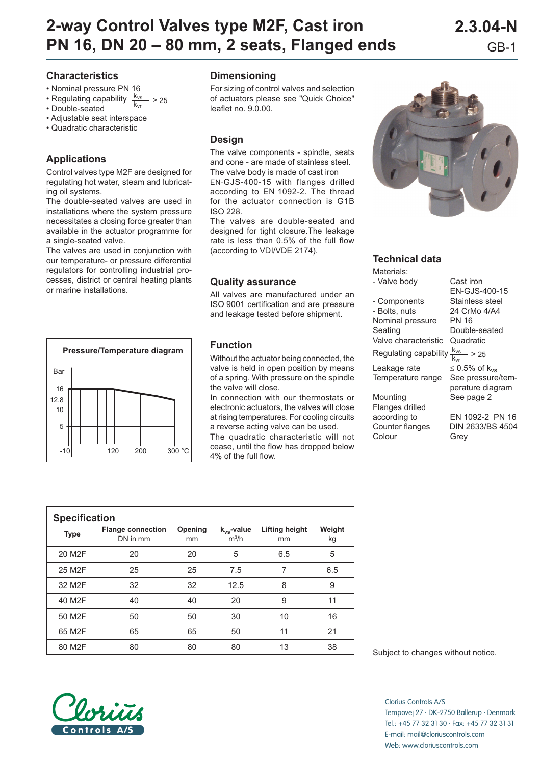# 2-way Control Valves type M2F, Cast iron PN 16, DN 20 – 80 mm, 2 seats, Flanged ends

2.3.04-N
GB-1

## Characteristics

- Nominal pressure PN 16
- Regulating capability $\frac{k_{vs}}{k_{vr}} > 25$
- Double-seated
- Adjustable seat interspace
- Quadratic characteristic

## Applications

Control valves type M2F are designed for regulating hot water, steam and lubricating oil systems.
The double-seated valves are used in installations where the system pressure necessitates a closing force greater than available in the actuator programme for a single-seated valve.
The valves are used in conjunction with our temperature- or pressure differential regulators for controlling industrial processes, district or central heating plants or marine installations.

### Pressure/Temperature diagram

Bar: 16, 12.8, 10, 5
-10, 120, 200, 300 °C

## Dimensioning

For sizing of control valves and selection of actuators please see "Quick Choice" leaflet no. 9.0.00.

## Design

The valve components - spindle, seats and cone - are made of stainless steel.
The valve body is made of cast iron EN-GJS-400-15 with flanges drilled according to EN 1092-2. The thread for the actuator connection is G1B ISO 228.
The valves are double-seated and designed for tight closure.The leakage rate is less than 0.5% of the full flow (according to VDI/VDE 2174).

## Quality assurance

All valves are manufactured under an ISO 9001 certification and are pressure and leakage tested before shipment.

## Function

Without the actuator being connected, the valve is held in open position by means of a spring. With pressure on the spindle the valve will close.
In connection with our thermostats or electronic actuators, the valves will close at rising temperatures. For cooling circuits a reverse acting valve can be used.
The quadratic characteristic will not cease, until the flow has dropped below 4% of the full flow.

## Technical data

| | |
|---|---|
| Materials: | |
| - Valve body | Cast iron EN-GJS-400-15 |
| - Components | Stainless steel |
| - Bolts, nuts | 24 CrMo 4/A4 |
| Nominal pressure | PN 16 |
| Seating | Double-seated |
| Valve characteristic | Quadratic |
| Regulating capability | $\frac{k_{vs}}{k_{vr}} > 25$ |
| Leakage rate | $\leq$ 0.5% of $k_{vs}$ |
| Temperature range | See pressure/temperature diagram |
| Mounting | See page 2 |
| Flanges drilled according to | EN 1092-2 PN 16 |
| Counter flanges | DIN 2633/BS 4504 |
| Colour | Grey |

## Specification

| Type | Flange connection DN in mm | Opening mm | $k_{vs}$-value $m^3/h$ | Lifting height mm | Weight kg |
|---|---|---|---|---|---|
| 20 M2F | 20 | 20 | 5 | 6.5 | 5 |
| 25 M2F | 25 | 25 | 7.5 | 7 | 6.5 |
| 32 M2F | 32 | 32 | 12.5 | 8 | 9 |
| 40 M2F | 40 | 40 | 20 | 9 | 11 |
| 50 M2F | 50 | 50 | 30 | 10 | 16 |
| 65 M2F | 65 | 65 | 50 | 11 | 21 |
| 80 M2F | 80 | 80 | 80 | 13 | 38 |

Subject to changes without notice.

Clorius Controls A/S
Tempovej 27 · DK-2750 Ballerup · Denmark
Tel.: +45 77 32 31 30 · Fax: +45 77 32 31 31
E-mail: mail@cloriuscontrols.com
Web: www.cloriuscontrols.com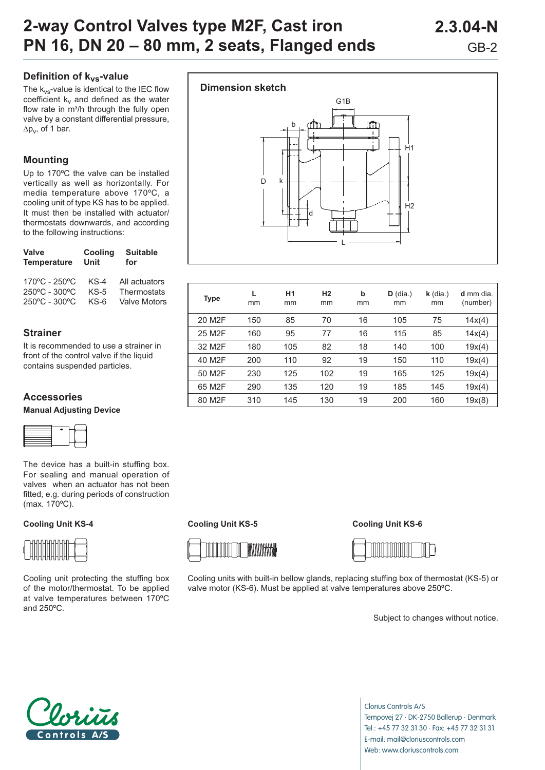# 2-way Control Valves type M2F, Cast iron PN 16, DN 20 – 80 mm, 2 seats, Flanged ends

2.3.04-N
GB-2

## Definition of $k_{vs}$-value

The $k_{vs}$-value is identical to the IEC flow coefficient $k_v$ and defined as the water flow rate in m³/h through the fully open valve by a constant differential pressure, $\Delta p_v$, of 1 bar.

## Mounting

Up to 170ºC the valve can be installed vertically as well as horizontally. For media temperature above 170ºC, a cooling unit of type KS has to be applied. It must then be installed with actuator/thermostats downwards, and according to the following instructions:

| Valve Temperature | Cooling Unit | Suitable for |
|---|---|---|
| 170ºC - 250ºC | KS-4 | All actuators |
| 250ºC - 300ºC | KS-5 | Thermostats |
| 250ºC - 300ºC | KS-6 | Valve Motors |

## Strainer

It is recommended to use a strainer in front of the control valve if the liquid contains suspended particles.

## Accessories

**Manual Adjusting Device**

The device has a built-in stuffing box. For sealing and manual operation of valves when an actuator has not been fitted, e.g. during periods of construction (max. 170ºC).

**Cooling Unit KS-4**

Cooling unit protecting the stuffing box of the motor/thermostat. To be applied at valve temperatures between 170ºC and 250ºC.

**Cooling Unit KS-5**

**Cooling Unit KS-6**

Cooling units with built-in bellow glands, replacing stuffing box of thermostat (KS-5) or valve motor (KS-6). Must be applied at valve temperatures above 250ºC.

## Dimension sketch

G1B
b
D
k
d
H1
H2
L

| Type | L mm | H1 mm | H2 mm | b mm | D (dia.) mm | k (dia.) mm | d mm dia. (number) |
|---|---|---|---|---|---|---|---|
| 20 M2F | 150 | 85 | 70 | 16 | 105 | 75 | 14x(4) |
| 25 M2F | 160 | 95 | 77 | 16 | 115 | 85 | 14x(4) |
| 32 M2F | 180 | 105 | 82 | 18 | 140 | 100 | 19x(4) |
| 40 M2F | 200 | 110 | 92 | 19 | 150 | 110 | 19x(4) |
| 50 M2F | 230 | 125 | 102 | 19 | 165 | 125 | 19x(4) |
| 65 M2F | 290 | 135 | 120 | 19 | 185 | 145 | 19x(4) |
| 80 M2F | 310 | 145 | 130 | 19 | 200 | 160 | 19x(8) |

Subject to changes without notice.

Clorius Controls A/S
Tempovej 27 · DK-2750 Ballerup · Denmark
Tel.: +45 77 32 31 30 · Fax: +45 77 32 31 31
E-mail: mail@cloriuscontrols.com
Web: www.cloriuscontrols.com